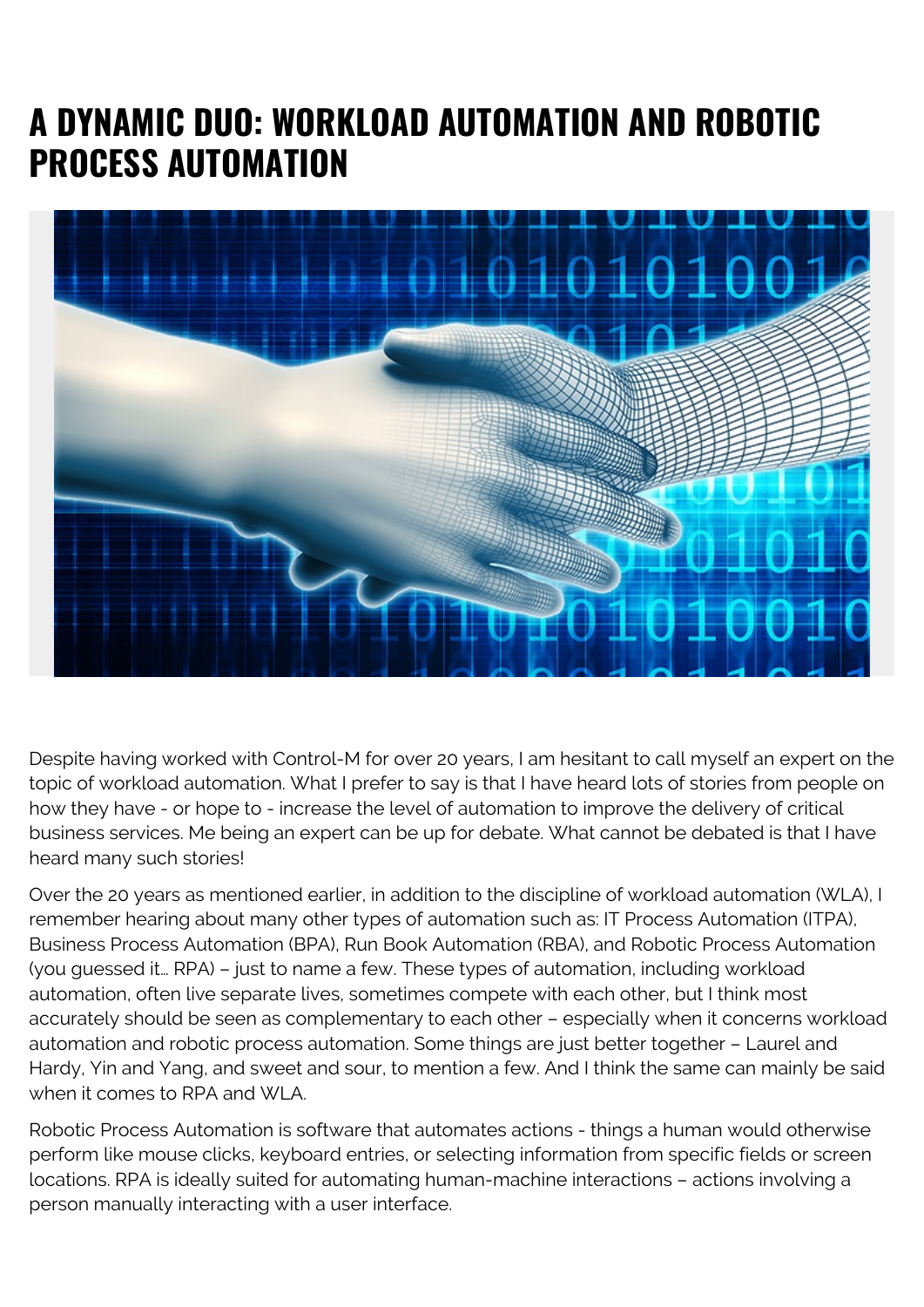# A DYNAMIC DUO: WORKLOAD AUTOMATION AND ROBOTIC PROCESS AUTOMATION

Despite having worked with Control-M for over 20 years, I am hesitant to call myself an expert on the topic of workload automation. What I prefer to say is that I have heard lots of stories from people on how they have - or hope to - increase the level of automation to improve the delivery of critical business services. Me being an expert can be up for debate. What cannot be debated is that I have heard many such stories!

Over the 20 years as mentioned earlier, in addition to the discipline of workload automation (WLA), I remember hearing about many other types of automation such as: IT Process Automation (ITPA), Business Process Automation (BPA), Run Book Automation (RBA), and Robotic Process Automation (you guessed it… RPA) – just to name a few. These types of automation, including workload automation, often live separate lives, sometimes compete with each other, but I think most accurately should be seen as complementary to each other – especially when it concerns workload automation and robotic process automation. Some things are just better together – Laurel and Hardy, Yin and Yang, and sweet and sour, to mention a few. And I think the same can mainly be said when it comes to RPA and WLA.

Robotic Process Automation is software that automates actions - things a human would otherwise perform like mouse clicks, keyboard entries, or selecting information from specific fields or screen locations. RPA is ideally suited for automating human-machine interactions – actions involving a person manually interacting with a user interface.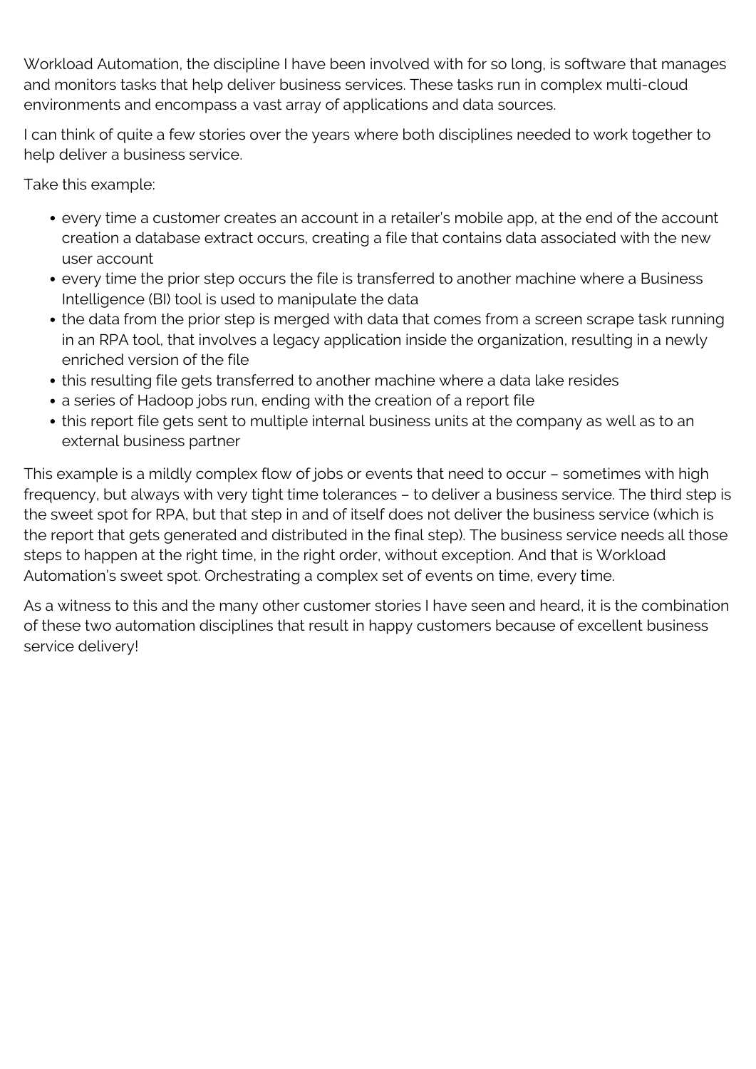Workload Automation, the discipline I have been involved with for so long, is software that manages and monitors tasks that help deliver business services. These tasks run in complex multi-cloud environments and encompass a vast array of applications and data sources.

I can think of quite a few stories over the years where both disciplines needed to work together to help deliver a business service.

Take this example:

- every time a customer creates an account in a retailer's mobile app, at the end of the account creation a database extract occurs, creating a file that contains data associated with the new user account
- every time the prior step occurs the file is transferred to another machine where a Business Intelligence (BI) tool is used to manipulate the data
- the data from the prior step is merged with data that comes from a screen scrape task running in an RPA tool, that involves a legacy application inside the organization, resulting in a newly enriched version of the file
- this resulting file gets transferred to another machine where a data lake resides
- a series of Hadoop jobs run, ending with the creation of a report file
- this report file gets sent to multiple internal business units at the company as well as to an external business partner

This example is a mildly complex flow of jobs or events that need to occur – sometimes with high frequency, but always with very tight time tolerances – to deliver a business service. The third step is the sweet spot for RPA, but that step in and of itself does not deliver the business service (which is the report that gets generated and distributed in the final step). The business service needs all those steps to happen at the right time, in the right order, without exception. And that is Workload Automation's sweet spot. Orchestrating a complex set of events on time, every time.

As a witness to this and the many other customer stories I have seen and heard, it is the combination of these two automation disciplines that result in happy customers because of excellent business service delivery!